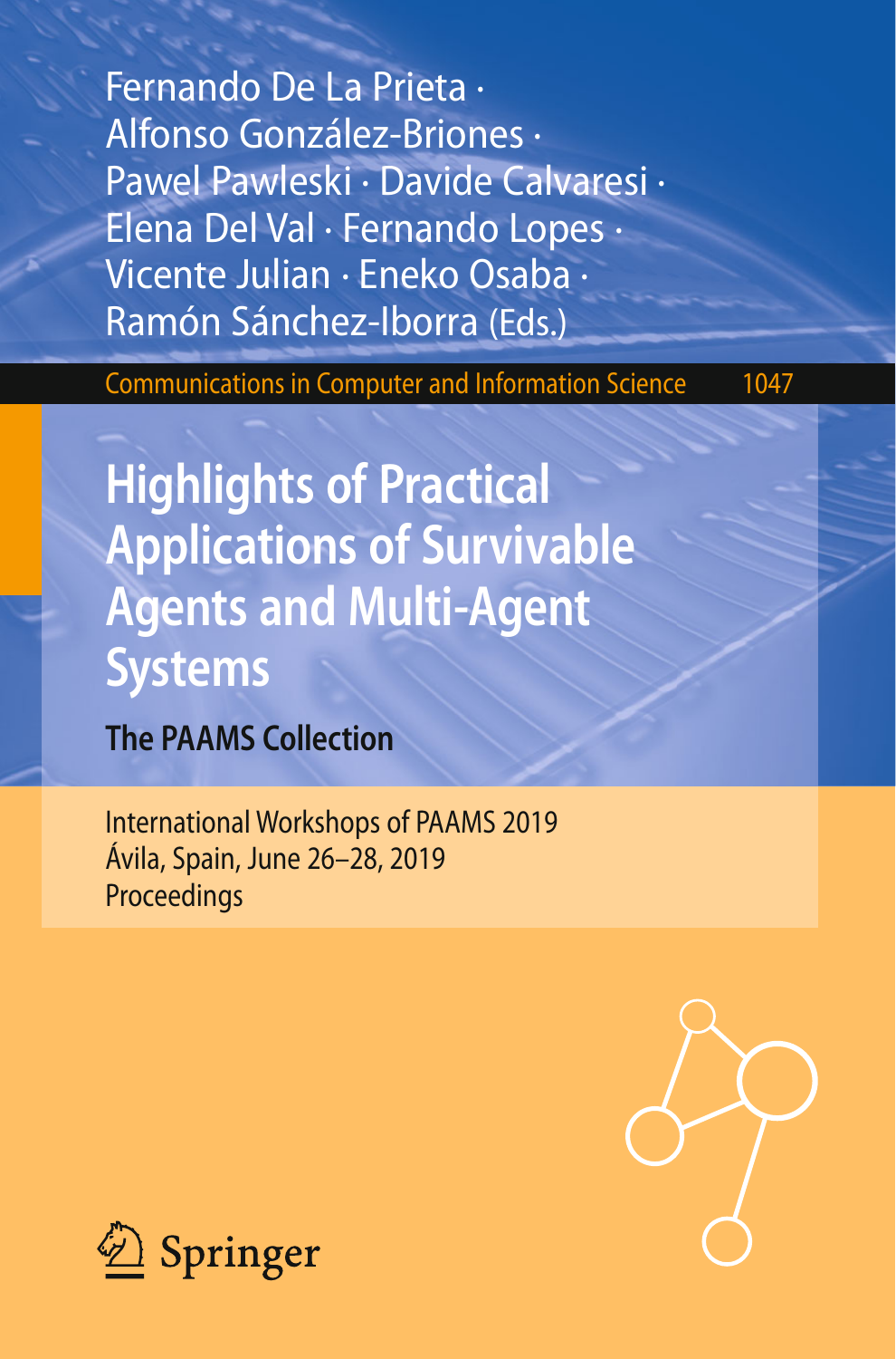Fernando De La Prieta · Alfonso González-Briones · Pawel Pawleski · Davide Calvaresi · Elena Del Val · Fernando Lopes · Vicente Julian · Eneko Osaba · Ramón Sánchez-Iborra (Eds.)

Communications in Computer and Information Science 1047

# Highlights of Practical Applications of Survivable Agents and Multi-Agent Systems

## The PAAMS Collection

International Workshops of PAAMS 2019
Ávila, Spain, June 26–28, 2019
Proceedings

Springer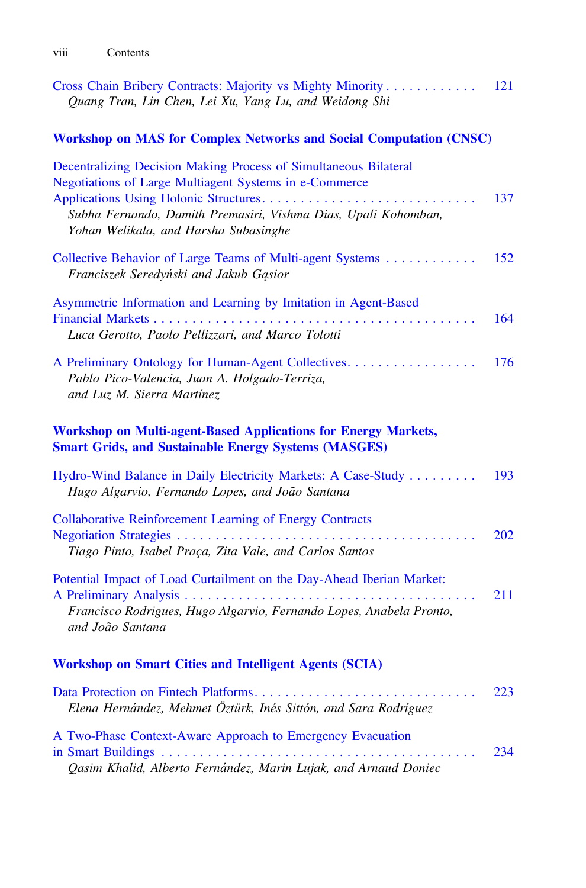Cross Chain Bribery Contracts: Majority vs Mighty Minority . . . . . . . . . . . . 121
*Quang Tran, Lin Chen, Lei Xu, Yang Lu, and Weidong Shi*

## Workshop on MAS for Complex Networks and Social Computation (CNSC)

Decentralizing Decision Making Process of Simultaneous Bilateral Negotiations of Large Multiagent Systems in e-Commerce Applications Using Holonic Structures . . . . . . . . . . . . . . . . . . . . . . . . . . . . 137
*Subha Fernando, Damith Premasiri, Vishma Dias, Upali Kohomban, Yohan Welikala, and Harsha Subasinghe*

Collective Behavior of Large Teams of Multi-agent Systems . . . . . . . . . . . . 152
*Franciszek Seredyński and Jakub Gąsior*

Asymmetric Information and Learning by Imitation in Agent-Based Financial Markets . . . . . . . . . . . . . . . . . . . . . . . . . . . . . . . . . . . . . . . . . 164
*Luca Gerotto, Paolo Pellizzari, and Marco Tolotti*

A Preliminary Ontology for Human-Agent Collectives. . . . . . . . . . . . . . . . . 176
*Pablo Pico-Valencia, Juan A. Holgado-Terriza, and Luz M. Sierra Martínez*

## Workshop on Multi-agent-Based Applications for Energy Markets, Smart Grids, and Sustainable Energy Systems (MASGES)

Hydro-Wind Balance in Daily Electricity Markets: A Case-Study . . . . . . . . . 193
*Hugo Algarvio, Fernando Lopes, and João Santana*

Collaborative Reinforcement Learning of Energy Contracts Negotiation Strategies . . . . . . . . . . . . . . . . . . . . . . . . . . . . . . . . . . . . . . . 202
*Tiago Pinto, Isabel Praça, Zita Vale, and Carlos Santos*

Potential Impact of Load Curtailment on the Day-Ahead Iberian Market: A Preliminary Analysis . . . . . . . . . . . . . . . . . . . . . . . . . . . . . . . . . . . . . 211
*Francisco Rodrigues, Hugo Algarvio, Fernando Lopes, Anabela Pronto, and João Santana*

## Workshop on Smart Cities and Intelligent Agents (SCIA)

Data Protection on Fintech Platforms. . . . . . . . . . . . . . . . . . . . . . . . . . . . . 223
*Elena Hernández, Mehmet Öztürk, Inés Sittón, and Sara Rodríguez*

A Two-Phase Context-Aware Approach to Emergency Evacuation in Smart Buildings . . . . . . . . . . . . . . . . . . . . . . . . . . . . . . . . . . . . . . . . 234
*Qasim Khalid, Alberto Fernández, Marin Lujak, and Arnaud Doniec*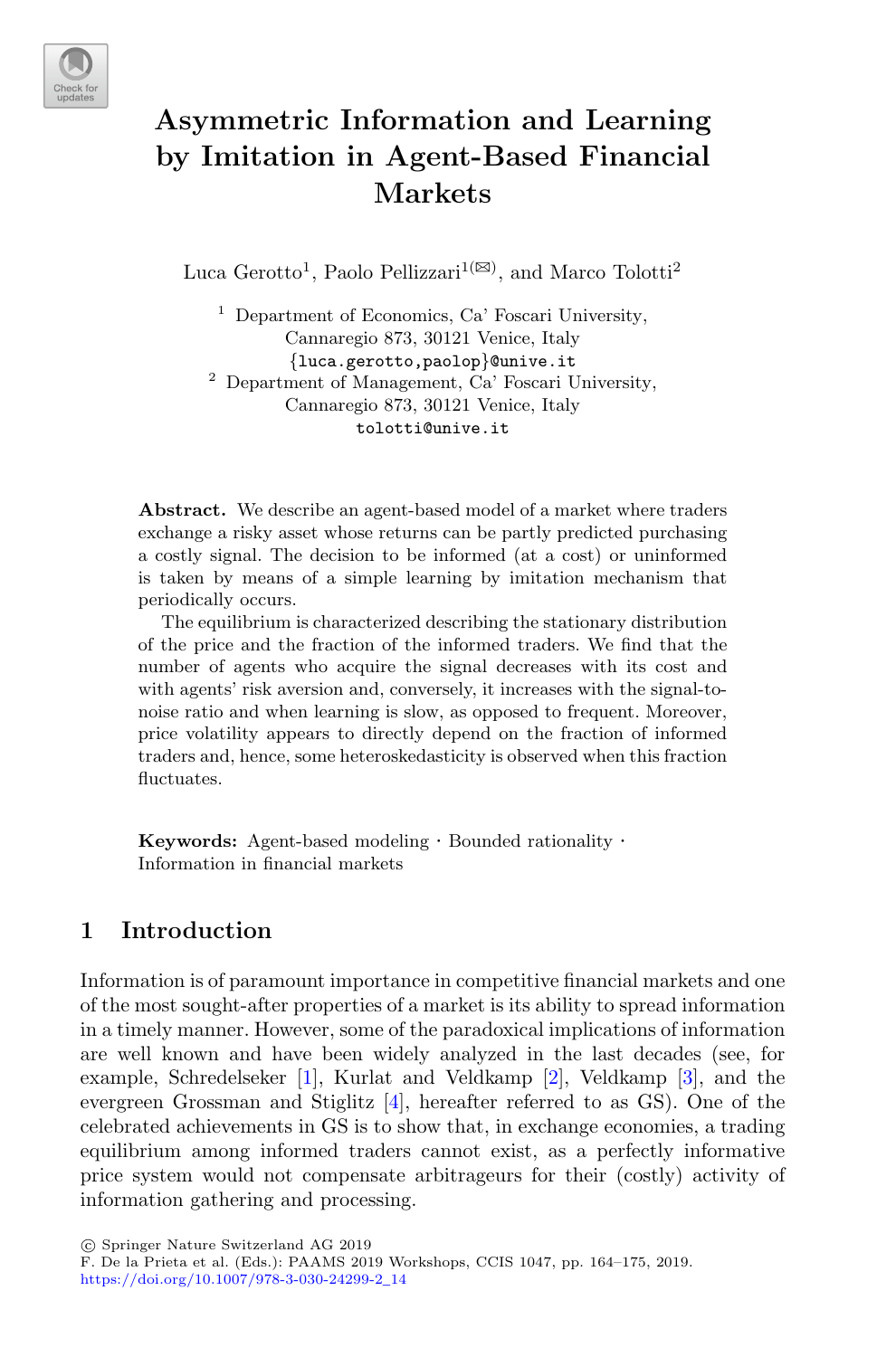# Asymmetric Information and Learning by Imitation in Agent-Based Financial Markets

Luca Gerotto[1], Paolo Pellizzari[1(✉)], and Marco Tolotti[2]

[1] Department of Economics, Ca' Foscari University, Cannaregio 873, 30121 Venice, Italy
{luca.gerotto,paolop}@unive.it

[2] Department of Management, Ca' Foscari University, Cannaregio 873, 30121 Venice, Italy
tolotti@unive.it

**Abstract.** We describe an agent-based model of a market where traders exchange a risky asset whose returns can be partly predicted purchasing a costly signal. The decision to be informed (at a cost) or uninformed is taken by means of a simple learning by imitation mechanism that periodically occurs.

The equilibrium is characterized describing the stationary distribution of the price and the fraction of the informed traders. We find that the number of agents who acquire the signal decreases with its cost and with agents' risk aversion and, conversely, it increases with the signal-to-noise ratio and when learning is slow, as opposed to frequent. Moreover, price volatility appears to directly depend on the fraction of informed traders and, hence, some heteroskedasticity is observed when this fraction fluctuates.

**Keywords:** Agent-based modeling · Bounded rationality · Information in financial markets

## 1 Introduction

Information is of paramount importance in competitive financial markets and one of the most sought-after properties of a market is its ability to spread information in a timely manner. However, some of the paradoxical implications of information are well known and have been widely analyzed in the last decades (see, for example, Schredelseker [1], Kurlat and Veldkamp [2], Veldkamp [3], and the evergreen Grossman and Stiglitz [4], hereafter referred to as GS). One of the celebrated achievements in GS is to show that, in exchange economies, a trading equilibrium among informed traders cannot exist, as a perfectly informative price system would not compensate arbitrageurs for their (costly) activity of information gathering and processing.

© Springer Nature Switzerland AG 2019
F. De la Prieta et al. (Eds.): PAAMS 2019 Workshops, CCIS 1047, pp. 164–175, 2019.
https://doi.org/10.1007/978-3-030-24299-2_14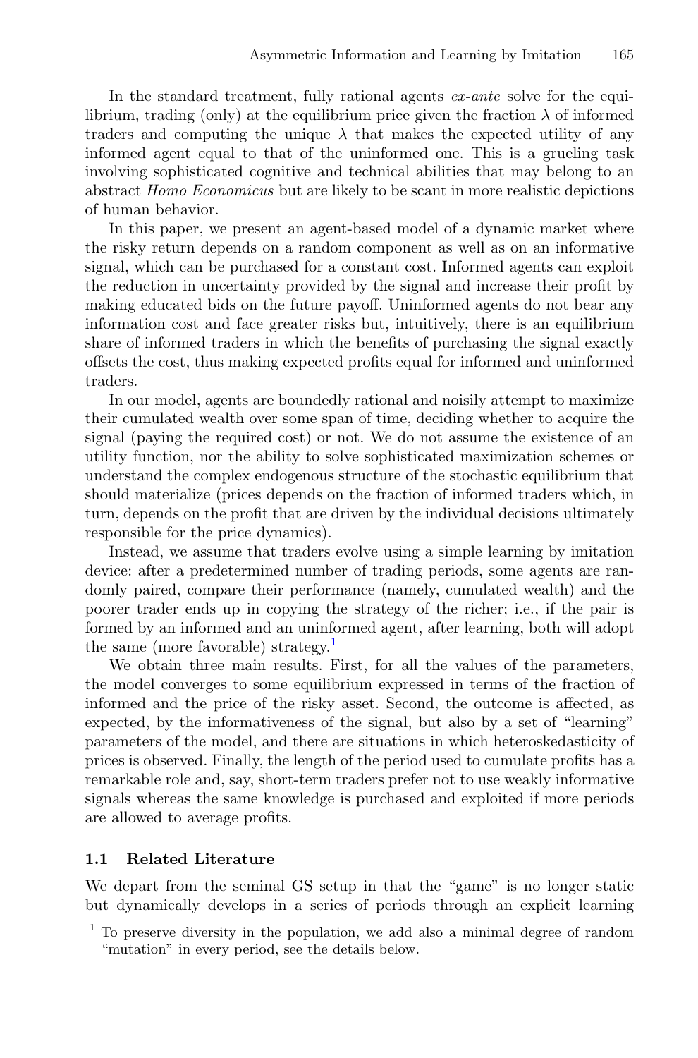In the standard treatment, fully rational agents *ex-ante* solve for the equilibrium, trading (only) at the equilibrium price given the fraction $\lambda$ of informed traders and computing the unique $\lambda$ that makes the expected utility of any informed agent equal to that of the uninformed one. This is a grueling task involving sophisticated cognitive and technical abilities that may belong to an abstract *Homo Economicus* but are likely to be scant in more realistic depictions of human behavior.

In this paper, we present an agent-based model of a dynamic market where the risky return depends on a random component as well as on an informative signal, which can be purchased for a constant cost. Informed agents can exploit the reduction in uncertainty provided by the signal and increase their profit by making educated bids on the future payoff. Uninformed agents do not bear any information cost and face greater risks but, intuitively, there is an equilibrium share of informed traders in which the benefits of purchasing the signal exactly offsets the cost, thus making expected profits equal for informed and uninformed traders.

In our model, agents are boundedly rational and noisily attempt to maximize their cumulated wealth over some span of time, deciding whether to acquire the signal (paying the required cost) or not. We do not assume the existence of an utility function, nor the ability to solve sophisticated maximization schemes or understand the complex endogenous structure of the stochastic equilibrium that should materialize (prices depends on the fraction of informed traders which, in turn, depends on the profit that are driven by the individual decisions ultimately responsible for the price dynamics).

Instead, we assume that traders evolve using a simple learning by imitation device: after a predetermined number of trading periods, some agents are randomly paired, compare their performance (namely, cumulated wealth) and the poorer trader ends up in copying the strategy of the richer; i.e., if the pair is formed by an informed and an uninformed agent, after learning, both will adopt the same (more favorable) strategy.[1]

We obtain three main results. First, for all the values of the parameters, the model converges to some equilibrium expressed in terms of the fraction of informed and the price of the risky asset. Second, the outcome is affected, as expected, by the informativeness of the signal, but also by a set of "learning" parameters of the model, and there are situations in which heteroskedasticity of prices is observed. Finally, the length of the period used to cumulate profits has a remarkable role and, say, short-term traders prefer not to use weakly informative signals whereas the same knowledge is purchased and exploited if more periods are allowed to average profits.

### 1.1 Related Literature

We depart from the seminal GS setup in that the "game" is no longer static but dynamically develops in a series of periods through an explicit learning

[1] To preserve diversity in the population, we add also a minimal degree of random "mutation" in every period, see the details below.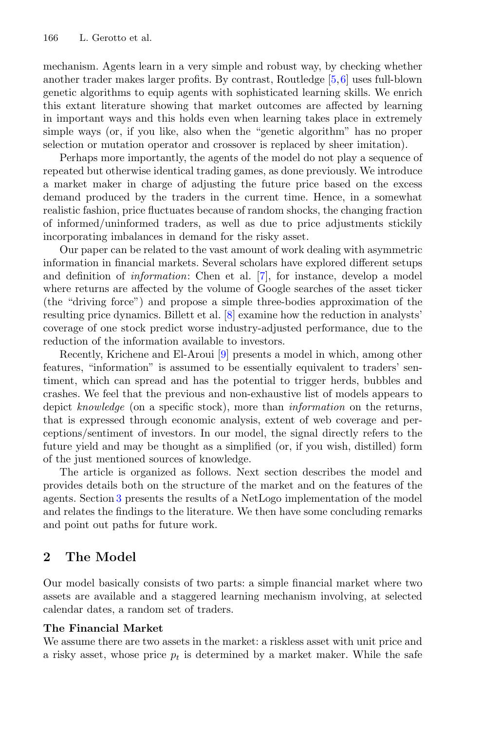mechanism. Agents learn in a very simple and robust way, by checking whether another trader makes larger profits. By contrast, Routledge [5,6] uses full-blown genetic algorithms to equip agents with sophisticated learning skills. We enrich this extant literature showing that market outcomes are affected by learning in important ways and this holds even when learning takes place in extremely simple ways (or, if you like, also when the "genetic algorithm" has no proper selection or mutation operator and crossover is replaced by sheer imitation).

Perhaps more importantly, the agents of the model do not play a sequence of repeated but otherwise identical trading games, as done previously. We introduce a market maker in charge of adjusting the future price based on the excess demand produced by the traders in the current time. Hence, in a somewhat realistic fashion, price fluctuates because of random shocks, the changing fraction of informed/uninformed traders, as well as due to price adjustments stickily incorporating imbalances in demand for the risky asset.

Our paper can be related to the vast amount of work dealing with asymmetric information in financial markets. Several scholars have explored different setups and definition of *information*: Chen et al. [7], for instance, develop a model where returns are affected by the volume of Google searches of the asset ticker (the "driving force") and propose a simple three-bodies approximation of the resulting price dynamics. Billett et al. [8] examine how the reduction in analysts' coverage of one stock predict worse industry-adjusted performance, due to the reduction of the information available to investors.

Recently, Krichene and El-Aroui [9] presents a model in which, among other features, "information" is assumed to be essentially equivalent to traders' sentiment, which can spread and has the potential to trigger herds, bubbles and crashes. We feel that the previous and non-exhaustive list of models appears to depict *knowledge* (on a specific stock), more than *information* on the returns, that is expressed through economic analysis, extent of web coverage and perceptions/sentiment of investors. In our model, the signal directly refers to the future yield and may be thought as a simplified (or, if you wish, distilled) form of the just mentioned sources of knowledge.

The article is organized as follows. Next section describes the model and provides details both on the structure of the market and on the features of the agents. Section 3 presents the results of a NetLogo implementation of the model and relates the findings to the literature. We then have some concluding remarks and point out paths for future work.

## 2 The Model

Our model basically consists of two parts: a simple financial market where two assets are available and a staggered learning mechanism involving, at selected calendar dates, a random set of traders.

**The Financial Market**

We assume there are two assets in the market: a riskless asset with unit price and a risky asset, whose price $p_t$ is determined by a market maker. While the safe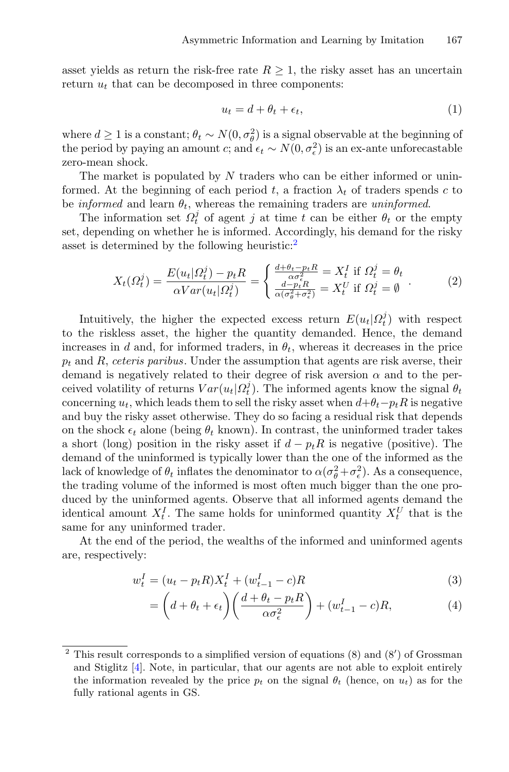asset yields as return the risk-free rate $R \geq 1$, the risky asset has an uncertain return $u_t$ that can be decomposed in three components:

$$u_t = d + \theta_t + \epsilon_t, \tag{1}$$

where $d \geq 1$ is a constant; $\theta_t \sim N(0, \sigma_\theta^2)$ is a signal observable at the beginning of the period by paying an amount $c$; and $\epsilon_t \sim N(0, \sigma_\epsilon^2)$ is an ex-ante unforecastable zero-mean shock.

The market is populated by $N$ traders who can be either informed or uninformed. At the beginning of each period $t$, a fraction $\lambda_t$ of traders spends $c$ to be *informed* and learn $\theta_t$, whereas the remaining traders are *uninformed*.

The information set $\Omega_t^j$ of agent $j$ at time $t$ can be either $\theta_t$ or the empty set, depending on whether he is informed. Accordingly, his demand for the risky asset is determined by the following heuristic:[2]

$$X_t(\Omega_t^j) = \frac{E(u_t|\Omega_t^j) - p_t R}{\alpha Var(u_t|\Omega_t^j)} = \begin{cases} \frac{d+\theta_t - p_t R}{\alpha \sigma_\epsilon^2} = X_t^I \text{ if } \Omega_t^j = \theta_t \\ \frac{d - p_t R}{\alpha(\sigma_\theta^2 + \sigma_\epsilon^2)} = X_t^U \text{ if } \Omega_t^j = \emptyset \end{cases}. \tag{2}$$

Intuitively, the higher the expected excess return $E(u_t|\Omega_t^j)$ with respect to the riskless asset, the higher the quantity demanded. Hence, the demand increases in $d$ and, for informed traders, in $\theta_t$, whereas it decreases in the price $p_t$ and $R$, *ceteris paribus*. Under the assumption that agents are risk averse, their demand is negatively related to their degree of risk aversion $\alpha$ and to the perceived volatility of returns $Var(u_t|\Omega_t^j)$. The informed agents know the signal $\theta_t$ concerning $u_t$, which leads them to sell the risky asset when $d+\theta_t - p_t R$ is negative and buy the risky asset otherwise. They do so facing a residual risk that depends on the shock $\epsilon_t$ alone (being $\theta_t$ known). In contrast, the uninformed trader takes a short (long) position in the risky asset if $d - p_t R$ is negative (positive). The demand of the uninformed is typically lower than the one of the informed as the lack of knowledge of $\theta_t$ inflates the denominator to $\alpha(\sigma_\theta^2 + \sigma_\epsilon^2)$. As a consequence, the trading volume of the informed is most often much bigger than the one produced by the uninformed agents. Observe that all informed agents demand the identical amount $X_t^I$. The same holds for uninformed quantity $X_t^U$ that is the same for any uninformed trader.

At the end of the period, the wealths of the informed and uninformed agents are, respectively:

$$w_t^I = (u_t - p_t R) X_t^I + (w_{t-1}^I - c)R \tag{3}$$

$$= \left(d + \theta_t + \epsilon_t\right)\left(\frac{d + \theta_t - p_t R}{\alpha \sigma_\epsilon^2}\right) + (w_{t-1}^I - c)R, \tag{4}$$

[2] This result corresponds to a simplified version of equations (8) and (8′) of Grossman and Stiglitz [4]. Note, in particular, that our agents are not able to exploit entirely the information revealed by the price $p_t$ on the signal $\theta_t$ (hence, on $u_t$) as for the fully rational agents in GS.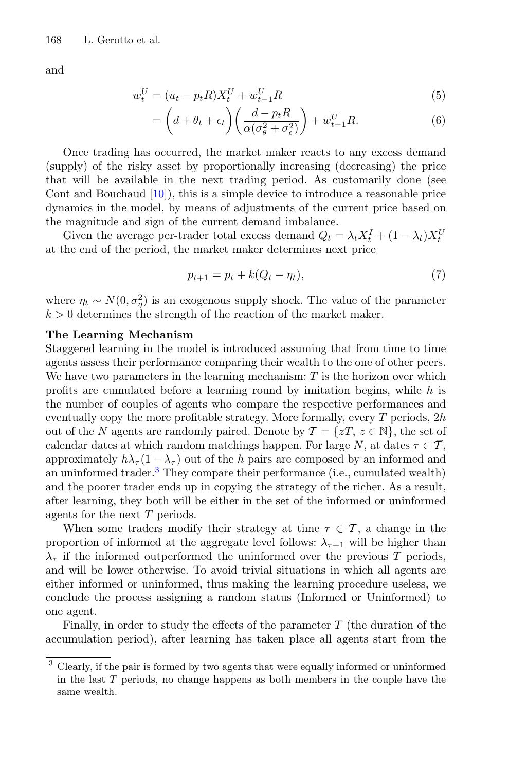and

$$w_t^U = (u_t - p_t R) X_t^U + w_{t-1}^U R \tag{5}$$

$$= \left( d + \theta_t + \epsilon_t \right) \left( \frac{d - p_t R}{\alpha(\sigma_\theta^2 + \sigma_\epsilon^2)} \right) + w_{t-1}^U R. \tag{6}$$

Once trading has occurred, the market maker reacts to any excess demand (supply) of the risky asset by proportionally increasing (decreasing) the price that will be available in the next trading period. As customarily done (see Cont and Bouchaud [10]), this is a simple device to introduce a reasonable price dynamics in the model, by means of adjustments of the current price based on the magnitude and sign of the current demand imbalance.

Given the average per-trader total excess demand $Q_t = \lambda_t X_t^I + (1 - \lambda_t) X_t^U$ at the end of the period, the market maker determines next price

$$p_{t+1} = p_t + k(Q_t - \eta_t), \tag{7}$$

where $\eta_t \sim N(0, \sigma_\eta^2)$ is an exogenous supply shock. The value of the parameter $k > 0$ determines the strength of the reaction of the market maker.

**The Learning Mechanism**

Staggered learning in the model is introduced assuming that from time to time agents assess their performance comparing their wealth to the one of other peers. We have two parameters in the learning mechanism: $T$ is the horizon over which profits are cumulated before a learning round by imitation begins, while $h$ is the number of couples of agents who compare the respective performances and eventually copy the more profitable strategy. More formally, every $T$ periods, $2h$ out of the $N$ agents are randomly paired. Denote by $\mathcal{T} = \{zT, z \in \mathbb{N}\}$, the set of calendar dates at which random matchings happen. For large $N$, at dates $\tau \in \mathcal{T}$, approximately $h\lambda_\tau(1 - \lambda_\tau)$ out of the $h$ pairs are composed by an informed and an uninformed trader.[3] They compare their performance (i.e., cumulated wealth) and the poorer trader ends up in copying the strategy of the richer. As a result, after learning, they both will be either in the set of the informed or uninformed agents for the next $T$ periods.

When some traders modify their strategy at time $\tau \in \mathcal{T}$, a change in the proportion of informed at the aggregate level follows: $\lambda_{\tau+1}$ will be higher than $\lambda_\tau$ if the informed outperformed the uninformed over the previous $T$ periods, and will be lower otherwise. To avoid trivial situations in which all agents are either informed or uninformed, thus making the learning procedure useless, we conclude the process assigning a random status (Informed or Uninformed) to one agent.

Finally, in order to study the effects of the parameter $T$ (the duration of the accumulation period), after learning has taken place all agents start from the

---

[3] Clearly, if the pair is formed by two agents that were equally informed or uninformed in the last $T$ periods, no change happens as both members in the couple have the same wealth.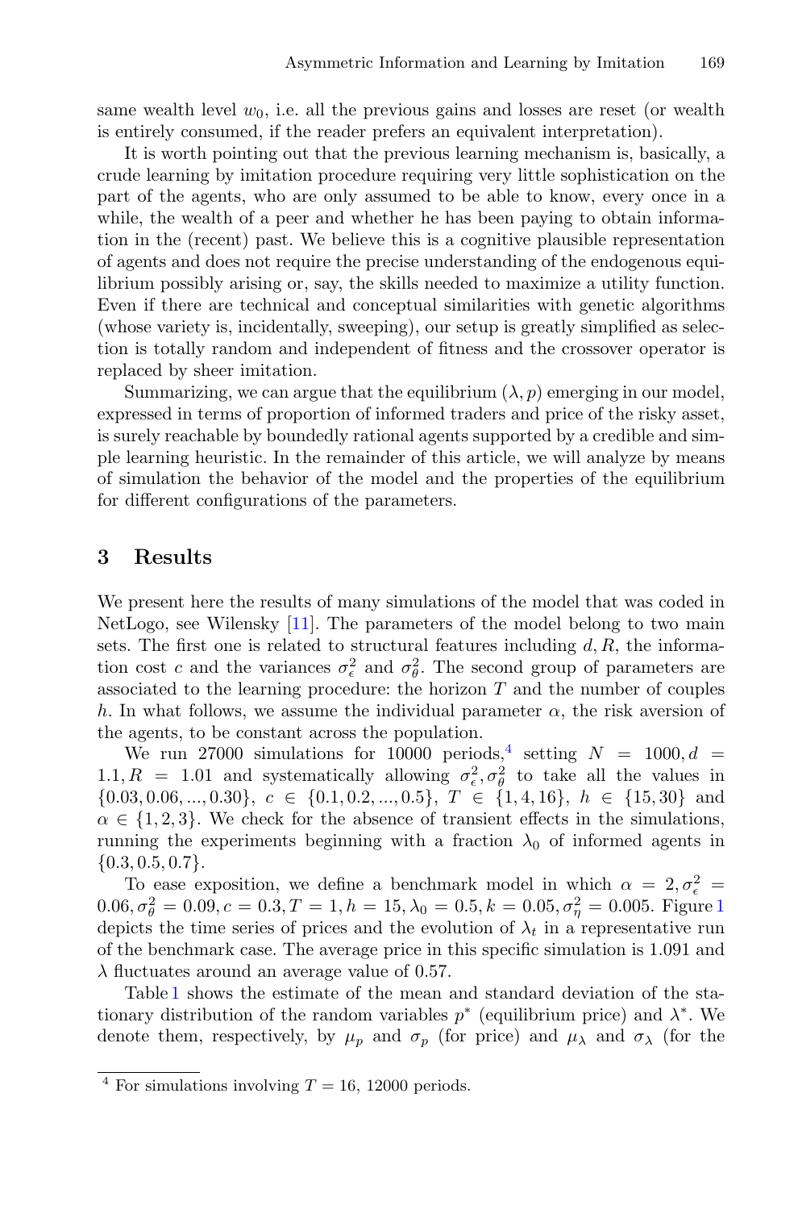same wealth level $w_0$, i.e. all the previous gains and losses are reset (or wealth is entirely consumed, if the reader prefers an equivalent interpretation).

It is worth pointing out that the previous learning mechanism is, basically, a crude learning by imitation procedure requiring very little sophistication on the part of the agents, who are only assumed to be able to know, every once in a while, the wealth of a peer and whether he has been paying to obtain information in the (recent) past. We believe this is a cognitive plausible representation of agents and does not require the precise understanding of the endogenous equilibrium possibly arising or, say, the skills needed to maximize a utility function. Even if there are technical and conceptual similarities with genetic algorithms (whose variety is, incidentally, sweeping), our setup is greatly simplified as selection is totally random and independent of fitness and the crossover operator is replaced by sheer imitation.

Summarizing, we can argue that the equilibrium $(\lambda, p)$ emerging in our model, expressed in terms of proportion of informed traders and price of the risky asset, is surely reachable by boundedly rational agents supported by a credible and simple learning heuristic. In the remainder of this article, we will analyze by means of simulation the behavior of the model and the properties of the equilibrium for different configurations of the parameters.

## 3 Results

We present here the results of many simulations of the model that was coded in NetLogo, see Wilensky [11]. The parameters of the model belong to two main sets. The first one is related to structural features including $d, R$, the information cost $c$ and the variances $\sigma_\epsilon^2$ and $\sigma_\theta^2$. The second group of parameters are associated to the learning procedure: the horizon $T$ and the number of couples $h$. In what follows, we assume the individual parameter $\alpha$, the risk aversion of the agents, to be constant across the population.

We run 27000 simulations for 10000 periods,[4] setting $N = 1000, d = 1.1, R = 1.01$ and systematically allowing $\sigma_\epsilon^2, \sigma_\theta^2$ to take all the values in $\{0.03, 0.06, ..., 0.30\}$, $c \in \{0.1, 0.2, ..., 0.5\}$, $T \in \{1, 4, 16\}$, $h \in \{15, 30\}$ and $\alpha \in \{1, 2, 3\}$. We check for the absence of transient effects in the simulations, running the experiments beginning with a fraction $\lambda_0$ of informed agents in $\{0.3, 0.5, 0.7\}$.

To ease exposition, we define a benchmark model in which $\alpha = 2, \sigma_\epsilon^2 = 0.06, \sigma_\theta^2 = 0.09, c = 0.3, T = 1, h = 15, \lambda_0 = 0.5, k = 0.05, \sigma_\eta^2 = 0.005$. Figure 1 depicts the time series of prices and the evolution of $\lambda_t$ in a representative run of the benchmark case. The average price in this specific simulation is 1.091 and $\lambda$ fluctuates around an average value of 0.57.

Table 1 shows the estimate of the mean and standard deviation of the stationary distribution of the random variables $p^*$ (equilibrium price) and $\lambda^*$. We denote them, respectively, by $\mu_p$ and $\sigma_p$ (for price) and $\mu_\lambda$ and $\sigma_\lambda$ (for the

[4] For simulations involving $T = 16$, 12000 periods.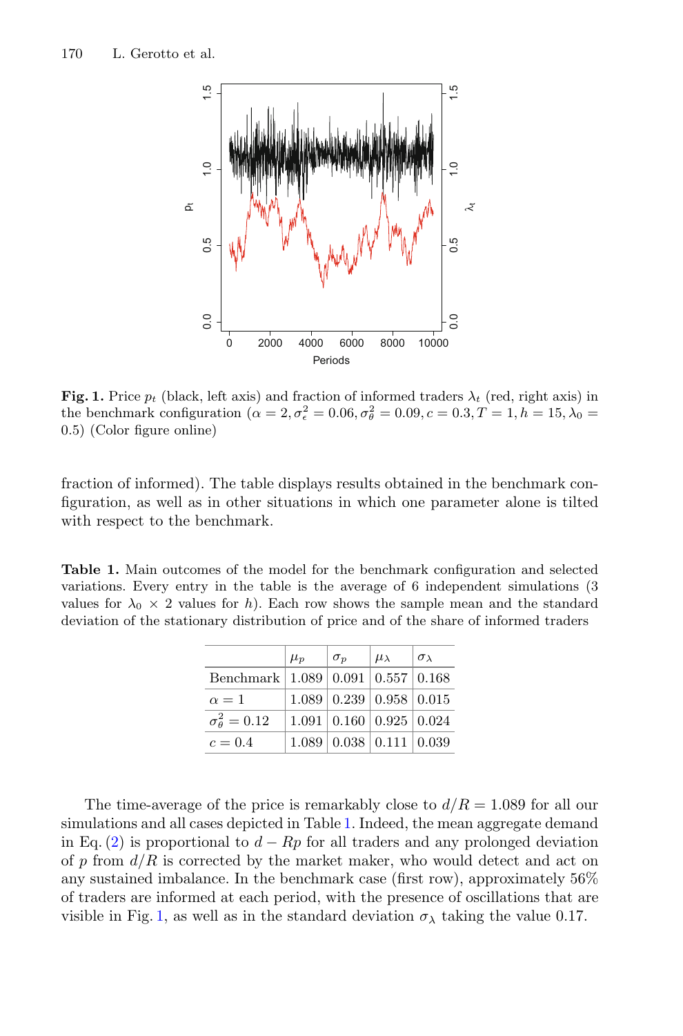**Fig. 1.** Price $p_t$ (black, left axis) and fraction of informed traders $\lambda_t$ (red, right axis) in the benchmark configuration ($\alpha = 2, \sigma_\epsilon^2 = 0.06, \sigma_\theta^2 = 0.09, c = 0.3, T = 1, h = 15, \lambda_0 = 0.5$) (Color figure online)

fraction of informed). The table displays results obtained in the benchmark configuration, as well as in other situations in which one parameter alone is tilted with respect to the benchmark.

**Table 1.** Main outcomes of the model for the benchmark configuration and selected variations. Every entry in the table is the average of 6 independent simulations (3 values for $\lambda_0$ $\times$ 2 values for $h$). Each row shows the sample mean and the standard deviation of the stationary distribution of price and of the share of informed traders

| | $\mu_p$ | $\sigma_p$ | $\mu_\lambda$ | $\sigma_\lambda$ |
|---|---|---|---|---|
| Benchmark | 1.089 | 0.091 | 0.557 | 0.168 |
| $\alpha = 1$ | 1.089 | 0.239 | 0.958 | 0.015 |
| $\sigma_\theta^2 = 0.12$ | 1.091 | 0.160 | 0.925 | 0.024 |
| $c = 0.4$ | 1.089 | 0.038 | 0.111 | 0.039 |

The time-average of the price is remarkably close to $d/R = 1.089$ for all our simulations and all cases depicted in Table 1. Indeed, the mean aggregate demand in Eq. (2) is proportional to $d - Rp$ for all traders and any prolonged deviation of $p$ from $d/R$ is corrected by the market maker, who would detect and act on any sustained imbalance. In the benchmark case (first row), approximately 56% of traders are informed at each period, with the presence of oscillations that are visible in Fig. 1, as well as in the standard deviation $\sigma_\lambda$ taking the value 0.17.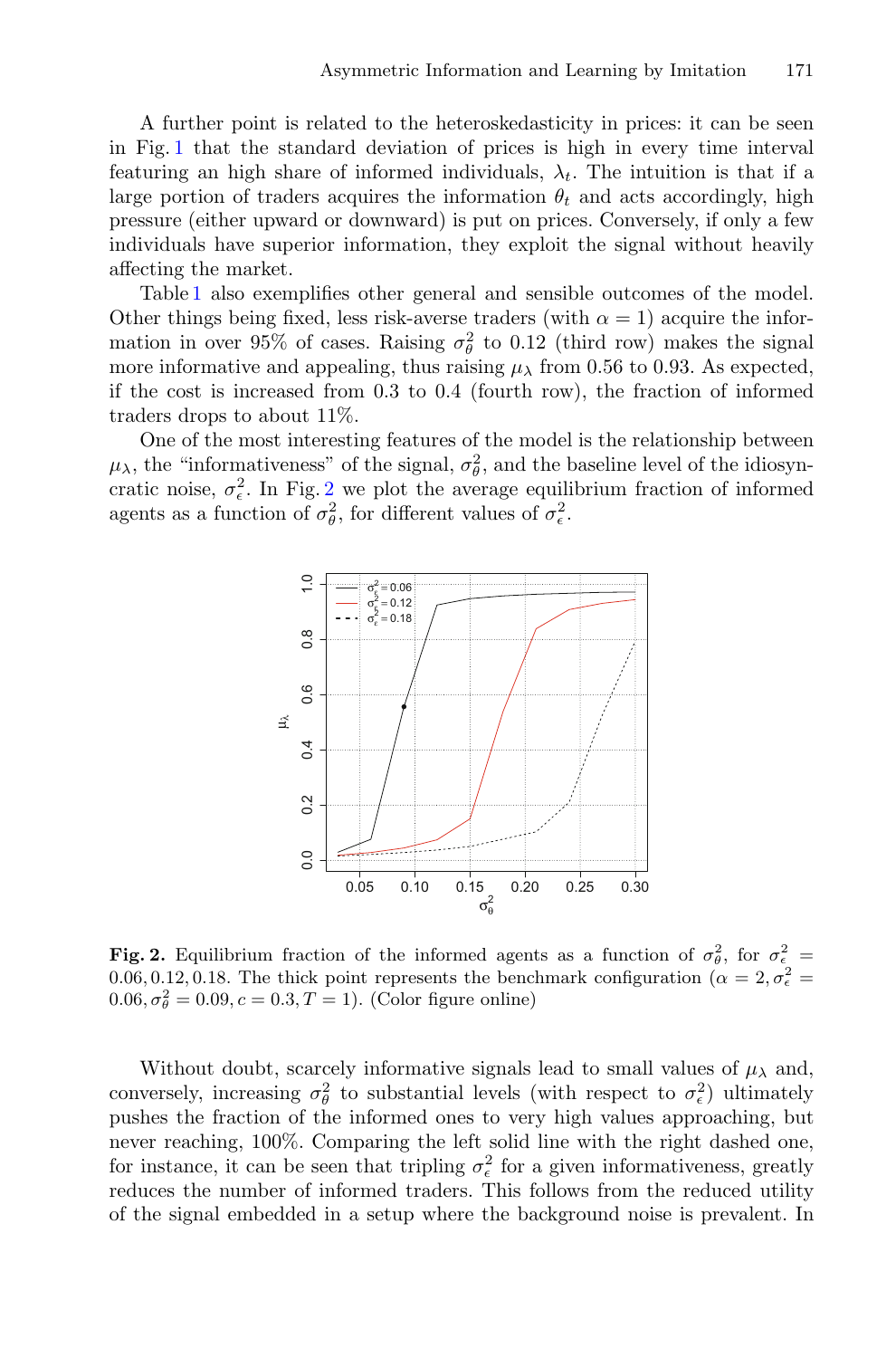A further point is related to the heteroskedasticity in prices: it can be seen in Fig. 1 that the standard deviation of prices is high in every time interval featuring an high share of informed individuals, $\lambda_t$. The intuition is that if a large portion of traders acquires the information $\theta_t$ and acts accordingly, high pressure (either upward or downward) is put on prices. Conversely, if only a few individuals have superior information, they exploit the signal without heavily affecting the market.

Table 1 also exemplifies other general and sensible outcomes of the model. Other things being fixed, less risk-averse traders (with $\alpha = 1$) acquire the information in over 95% of cases. Raising $\sigma_\theta^2$ to 0.12 (third row) makes the signal more informative and appealing, thus raising $\mu_\lambda$ from 0.56 to 0.93. As expected, if the cost is increased from 0.3 to 0.4 (fourth row), the fraction of informed traders drops to about 11%.

One of the most interesting features of the model is the relationship between $\mu_\lambda$, the "informativeness" of the signal, $\sigma_\theta^2$, and the baseline level of the idiosyncratic noise, $\sigma_\epsilon^2$. In Fig. 2 we plot the average equilibrium fraction of informed agents as a function of $\sigma_\theta^2$, for different values of $\sigma_\epsilon^2$.

**Fig. 2.** Equilibrium fraction of the informed agents as a function of $\sigma_\theta^2$, for $\sigma_\epsilon^2 = 0.06, 0.12, 0.18$. The thick point represents the benchmark configuration ($\alpha = 2, \sigma_\epsilon^2 = 0.06, \sigma_\theta^2 = 0.09, c = 0.3, T = 1$). (Color figure online)

Without doubt, scarcely informative signals lead to small values of $\mu_\lambda$ and, conversely, increasing $\sigma_\theta^2$ to substantial levels (with respect to $\sigma_\epsilon^2$) ultimately pushes the fraction of the informed ones to very high values approaching, but never reaching, 100%. Comparing the left solid line with the right dashed one, for instance, it can be seen that tripling $\sigma_\epsilon^2$ for a given informativeness, greatly reduces the number of informed traders. This follows from the reduced utility of the signal embedded in a setup where the background noise is prevalent. In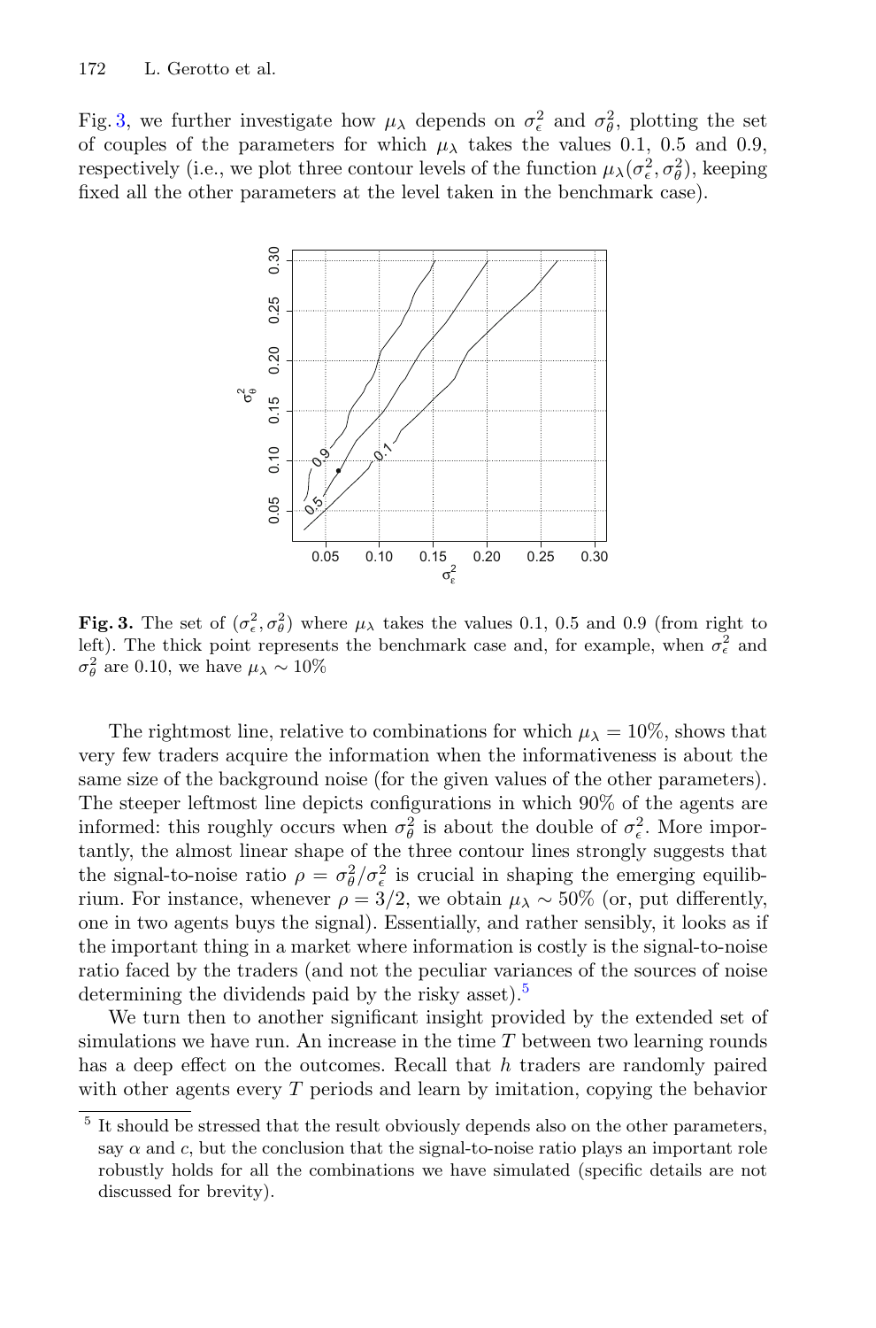Fig. 3, we further investigate how $\mu_\lambda$ depends on $\sigma_\epsilon^2$ and $\sigma_\theta^2$, plotting the set of couples of the parameters for which $\mu_\lambda$ takes the values 0.1, 0.5 and 0.9, respectively (i.e., we plot three contour levels of the function $\mu_\lambda(\sigma_\epsilon^2, \sigma_\theta^2)$, keeping fixed all the other parameters at the level taken in the benchmark case).

**Fig. 3.** The set of $(\sigma_\epsilon^2, \sigma_\theta^2)$ where $\mu_\lambda$ takes the values 0.1, 0.5 and 0.9 (from right to left). The thick point represents the benchmark case and, for example, when $\sigma_\epsilon^2$ and $\sigma_\theta^2$ are 0.10, we have $\mu_\lambda \sim 10\%$

The rightmost line, relative to combinations for which $\mu_\lambda = 10\%$, shows that very few traders acquire the information when the informativeness is about the same size of the background noise (for the given values of the other parameters). The steeper leftmost line depicts configurations in which 90% of the agents are informed: this roughly occurs when $\sigma_\theta^2$ is about the double of $\sigma_\epsilon^2$. More importantly, the almost linear shape of the three contour lines strongly suggests that the signal-to-noise ratio $\rho = \sigma_\theta^2/\sigma_\epsilon^2$ is crucial in shaping the emerging equilibrium. For instance, whenever $\rho = 3/2$, we obtain $\mu_\lambda \sim 50\%$ (or, put differently, one in two agents buys the signal). Essentially, and rather sensibly, it looks as if the important thing in a market where information is costly is the signal-to-noise ratio faced by the traders (and not the peculiar variances of the sources of noise determining the dividends paid by the risky asset).[5]

We turn then to another significant insight provided by the extended set of simulations we have run. An increase in the time $T$ between two learning rounds has a deep effect on the outcomes. Recall that $h$ traders are randomly paired with other agents every $T$ periods and learn by imitation, copying the behavior

[5] It should be stressed that the result obviously depends also on the other parameters, say $\alpha$ and $c$, but the conclusion that the signal-to-noise ratio plays an important role robustly holds for all the combinations we have simulated (specific details are not discussed for brevity).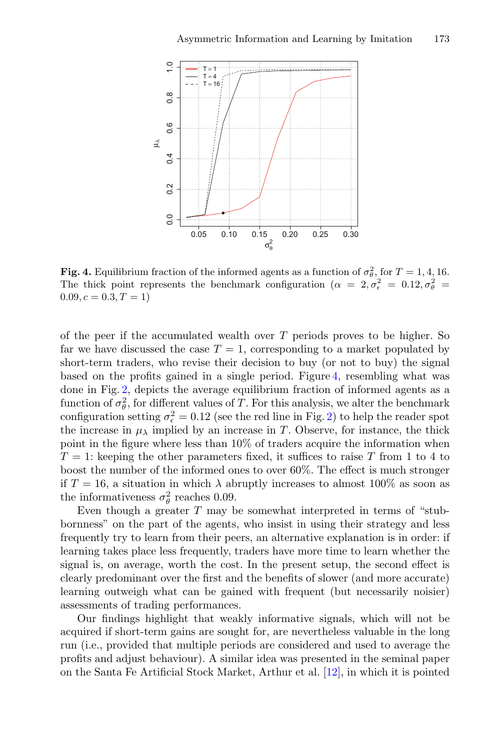**Fig. 4.** Equilibrium fraction of the informed agents as a function of $\sigma_\theta^2$, for $T = 1, 4, 16$. The thick point represents the benchmark configuration ($\alpha = 2, \sigma_\epsilon^2 = 0.12, \sigma_\theta^2 = 0.09, c = 0.3, T = 1$)

of the peer if the accumulated wealth over $T$ periods proves to be higher. So far we have discussed the case $T = 1$, corresponding to a market populated by short-term traders, who revise their decision to buy (or not to buy) the signal based on the profits gained in a single period. Figure 4, resembling what was done in Fig. 2, depicts the average equilibrium fraction of informed agents as a function of $\sigma_\theta^2$, for different values of $T$. For this analysis, we alter the benchmark configuration setting $\sigma_\epsilon^2 = 0.12$ (see the red line in Fig. 2) to help the reader spot the increase in $\mu_\lambda$ implied by an increase in $T$. Observe, for instance, the thick point in the figure where less than 10% of traders acquire the information when $T = 1$: keeping the other parameters fixed, it suffices to raise $T$ from 1 to 4 to boost the number of the informed ones to over 60%. The effect is much stronger if $T = 16$, a situation in which $\lambda$ abruptly increases to almost 100% as soon as the informativeness $\sigma_\theta^2$ reaches 0.09.

Even though a greater $T$ may be somewhat interpreted in terms of "stubbornness" on the part of the agents, who insist in using their strategy and less frequently try to learn from their peers, an alternative explanation is in order: if learning takes place less frequently, traders have more time to learn whether the signal is, on average, worth the cost. In the present setup, the second effect is clearly predominant over the first and the benefits of slower (and more accurate) learning outweigh what can be gained with frequent (but necessarily noisier) assessments of trading performances.

Our findings highlight that weakly informative signals, which will not be acquired if short-term gains are sought for, are nevertheless valuable in the long run (i.e., provided that multiple periods are considered and used to average the profits and adjust behaviour). A similar idea was presented in the seminal paper on the Santa Fe Artificial Stock Market, Arthur et al. [12], in which it is pointed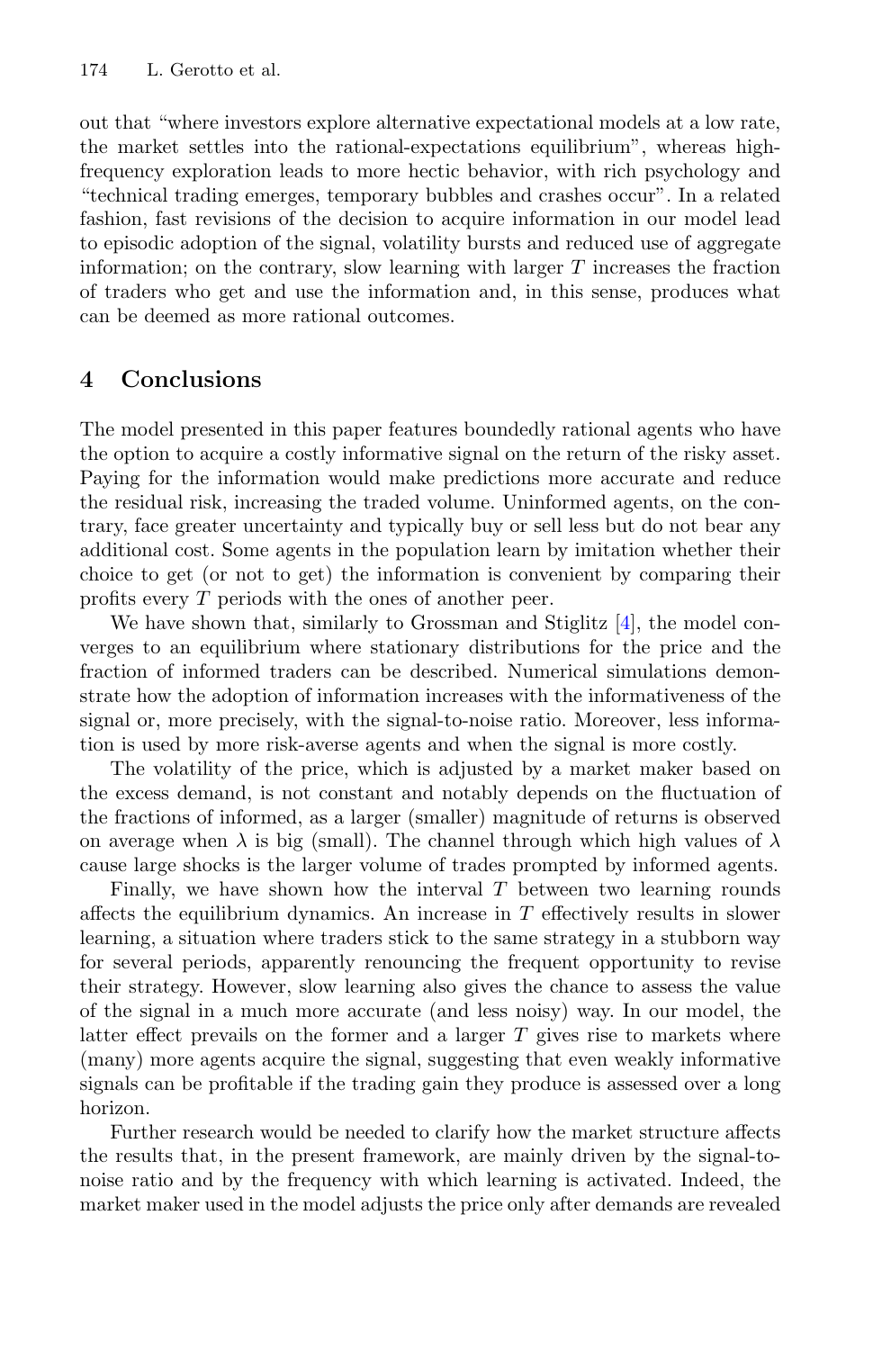out that "where investors explore alternative expectational models at a low rate, the market settles into the rational-expectations equilibrium", whereas high-frequency exploration leads to more hectic behavior, with rich psychology and "technical trading emerges, temporary bubbles and crashes occur". In a related fashion, fast revisions of the decision to acquire information in our model lead to episodic adoption of the signal, volatility bursts and reduced use of aggregate information; on the contrary, slow learning with larger $T$ increases the fraction of traders who get and use the information and, in this sense, produces what can be deemed as more rational outcomes.

## 4 Conclusions

The model presented in this paper features boundedly rational agents who have the option to acquire a costly informative signal on the return of the risky asset. Paying for the information would make predictions more accurate and reduce the residual risk, increasing the traded volume. Uninformed agents, on the contrary, face greater uncertainty and typically buy or sell less but do not bear any additional cost. Some agents in the population learn by imitation whether their choice to get (or not to get) the information is convenient by comparing their profits every $T$ periods with the ones of another peer.

We have shown that, similarly to Grossman and Stiglitz [4], the model converges to an equilibrium where stationary distributions for the price and the fraction of informed traders can be described. Numerical simulations demonstrate how the adoption of information increases with the informativeness of the signal or, more precisely, with the signal-to-noise ratio. Moreover, less information is used by more risk-averse agents and when the signal is more costly.

The volatility of the price, which is adjusted by a market maker based on the excess demand, is not constant and notably depends on the fluctuation of the fractions of informed, as a larger (smaller) magnitude of returns is observed on average when $\lambda$ is big (small). The channel through which high values of $\lambda$ cause large shocks is the larger volume of trades prompted by informed agents.

Finally, we have shown how the interval $T$ between two learning rounds affects the equilibrium dynamics. An increase in $T$ effectively results in slower learning, a situation where traders stick to the same strategy in a stubborn way for several periods, apparently renouncing the frequent opportunity to revise their strategy. However, slow learning also gives the chance to assess the value of the signal in a much more accurate (and less noisy) way. In our model, the latter effect prevails on the former and a larger $T$ gives rise to markets where (many) more agents acquire the signal, suggesting that even weakly informative signals can be profitable if the trading gain they produce is assessed over a long horizon.

Further research would be needed to clarify how the market structure affects the results that, in the present framework, are mainly driven by the signal-to-noise ratio and by the frequency with which learning is activated. Indeed, the market maker used in the model adjusts the price only after demands are revealed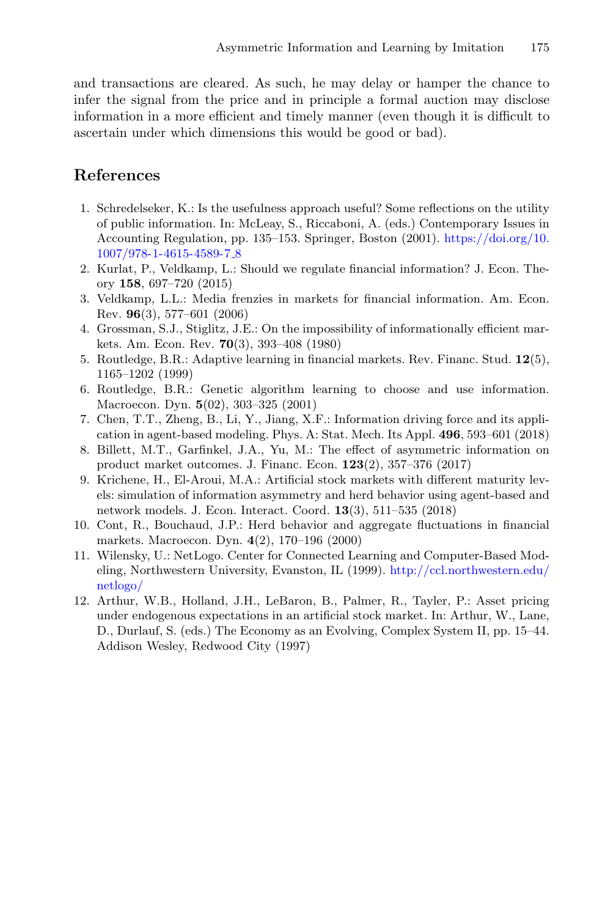and transactions are cleared. As such, he may delay or hamper the chance to infer the signal from the price and in principle a formal auction may disclose information in a more efficient and timely manner (even though it is difficult to ascertain under which dimensions this would be good or bad).

## References

1. Schredelseker, K.: Is the usefulness approach useful? Some reflections on the utility of public information. In: McLeay, S., Riccaboni, A. (eds.) Contemporary Issues in Accounting Regulation, pp. 135–153. Springer, Boston (2001). https://doi.org/10.1007/978-1-4615-4589-7_8
2. Kurlat, P., Veldkamp, L.: Should we regulate financial information? J. Econ. Theory **158**, 697–720 (2015)
3. Veldkamp, L.L.: Media frenzies in markets for financial information. Am. Econ. Rev. **96**(3), 577–601 (2006)
4. Grossman, S.J., Stiglitz, J.E.: On the impossibility of informationally efficient markets. Am. Econ. Rev. **70**(3), 393–408 (1980)
5. Routledge, B.R.: Adaptive learning in financial markets. Rev. Financ. Stud. **12**(5), 1165–1202 (1999)
6. Routledge, B.R.: Genetic algorithm learning to choose and use information. Macroecon. Dyn. **5**(02), 303–325 (2001)
7. Chen, T.T., Zheng, B., Li, Y., Jiang, X.F.: Information driving force and its application in agent-based modeling. Phys. A: Stat. Mech. Its Appl. **496**, 593–601 (2018)
8. Billett, M.T., Garfinkel, J.A., Yu, M.: The effect of asymmetric information on product market outcomes. J. Financ. Econ. **123**(2), 357–376 (2017)
9. Krichene, H., El-Aroui, M.A.: Artificial stock markets with different maturity levels: simulation of information asymmetry and herd behavior using agent-based and network models. J. Econ. Interact. Coord. **13**(3), 511–535 (2018)
10. Cont, R., Bouchaud, J.P.: Herd behavior and aggregate fluctuations in financial markets. Macroecon. Dyn. **4**(2), 170–196 (2000)
11. Wilensky, U.: NetLogo. Center for Connected Learning and Computer-Based Modeling, Northwestern University, Evanston, IL (1999). http://ccl.northwestern.edu/netlogo/
12. Arthur, W.B., Holland, J.H., LeBaron, B., Palmer, R., Tayler, P.: Asset pricing under endogenous expectations in an artificial stock market. In: Arthur, W., Lane, D., Durlauf, S. (eds.) The Economy as an Evolving, Complex System II, pp. 15–44. Addison Wesley, Redwood City (1997)